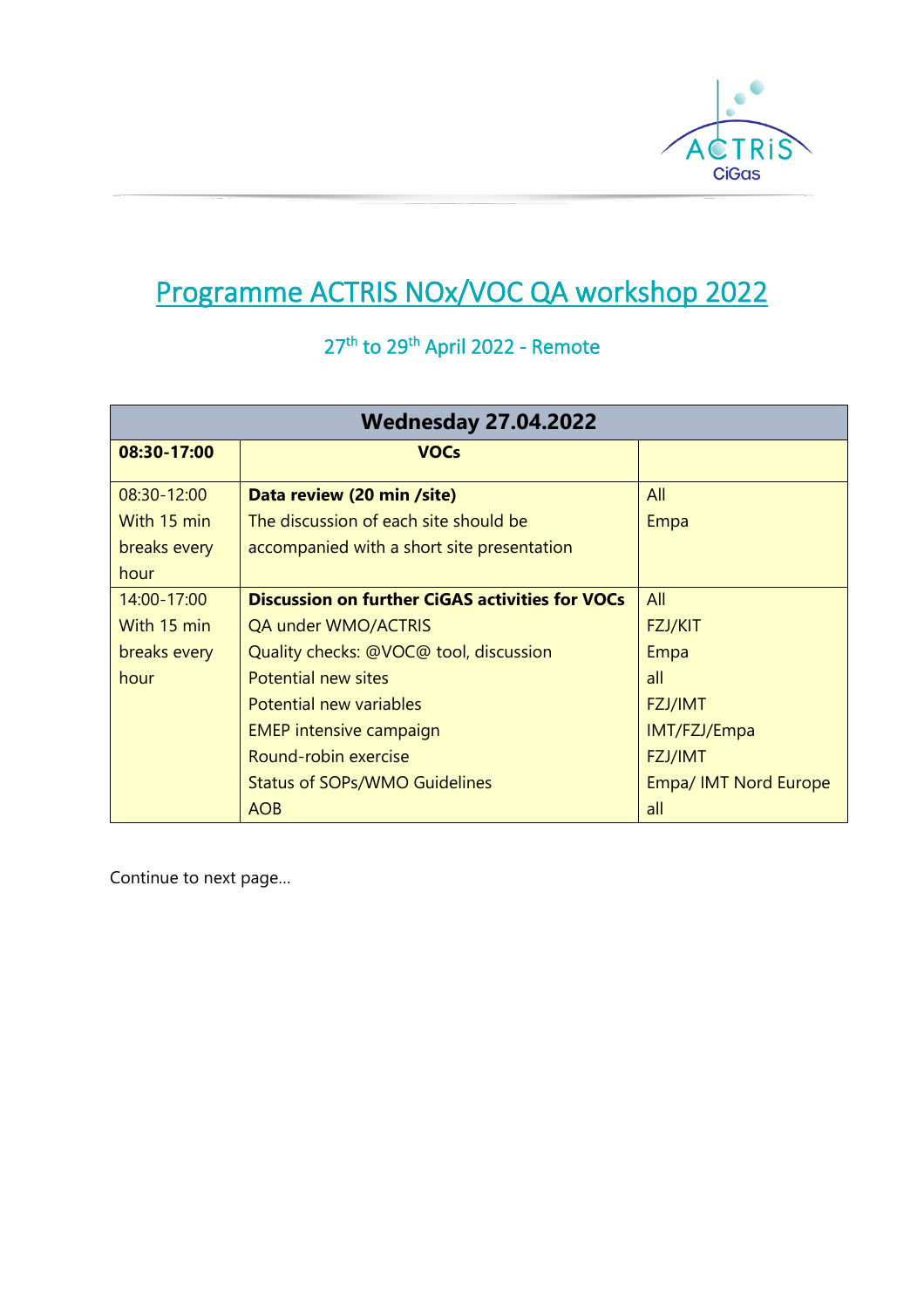# Programme ACTRIS NOx/VOC QA workshop 2022

## 27th to 29th April 2022 - Remote

| Wednesday 27.04.2022 | | |
|---|---|---|
| **08:30-17:00** | **VOCs** | |
| 08:30-12:00<br>With 15 min breaks every hour | **Data review (20 min /site)**<br>The discussion of each site should be accompanied with a short site presentation | All<br>Empa |
| 14:00-17:00<br>With 15 min breaks every hour | **Discussion on further CiGAS activities for VOCs**<br>QA under WMO/ACTRIS<br>Quality checks: @VOC@ tool, discussion<br>Potential new sites<br>Potential new variables<br>EMEP intensive campaign<br>Round-robin exercise<br>Status of SOPs/WMO Guidelines<br>AOB | All<br>FZJ/KIT<br>Empa<br>all<br>FZJ/IMT<br>IMT/FZJ/Empa<br>FZJ/IMT<br>Empa/ IMT Nord Europe<br>all |

Continue to next page…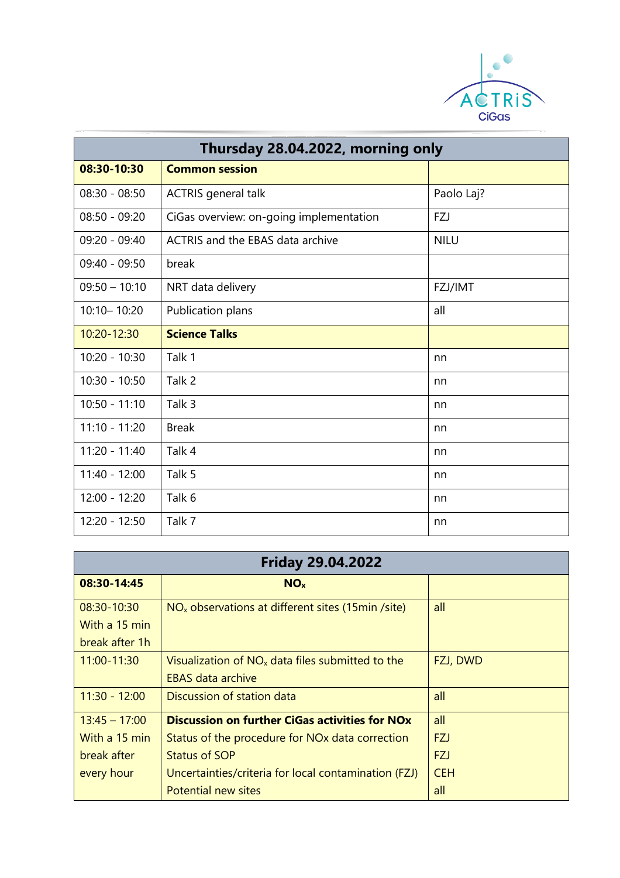| Thursday 28.04.2022, morning only | | |
|---|---|---|
| **08:30-10:30** | **Common session** | |
| 08:30 - 08:50 | ACTRIS general talk | Paolo Laj? |
| 08:50 - 09:20 | CiGas overview: on-going implementation | FZJ |
| 09:20 - 09:40 | ACTRIS and the EBAS data archive | NILU |
| 09:40 - 09:50 | break | |
| 09:50 – 10:10 | NRT data delivery | FZJ/IMT |
| 10:10– 10:20 | Publication plans | all |
| 10:20-12:30 | **Science Talks** | |
| 10:20 - 10:30 | Talk 1 | nn |
| 10:30 - 10:50 | Talk 2 | nn |
| 10:50 - 11:10 | Talk 3 | nn |
| 11:10 - 11:20 | Break | nn |
| 11:20 - 11:40 | Talk 4 | nn |
| 11:40 - 12:00 | Talk 5 | nn |
| 12:00 - 12:20 | Talk 6 | nn |
| 12:20 - 12:50 | Talk 7 | nn |

| Friday 29.04.2022 | | |
|---|---|---|
| **08:30-14:45** | **$NO_x$** | |
| 08:30-10:30 With a 15 min break after 1h | $NO_x$ observations at different sites (15min /site) | all |
| 11:00-11:30 | Visualization of $NO_x$ data files submitted to the EBAS data archive | FZJ, DWD |
| 11:30 - 12:00 | Discussion of station data | all |
| 13:45 – 17:00 With a 15 min break after every hour | **Discussion on further CiGas activities for NOx**<br>Status of the procedure for NOx data correction<br>Status of SOP<br>Uncertainties/criteria for local contamination (FZJ)<br>Potential new sites | all<br>FZJ<br>FZJ<br>CEH<br>all |